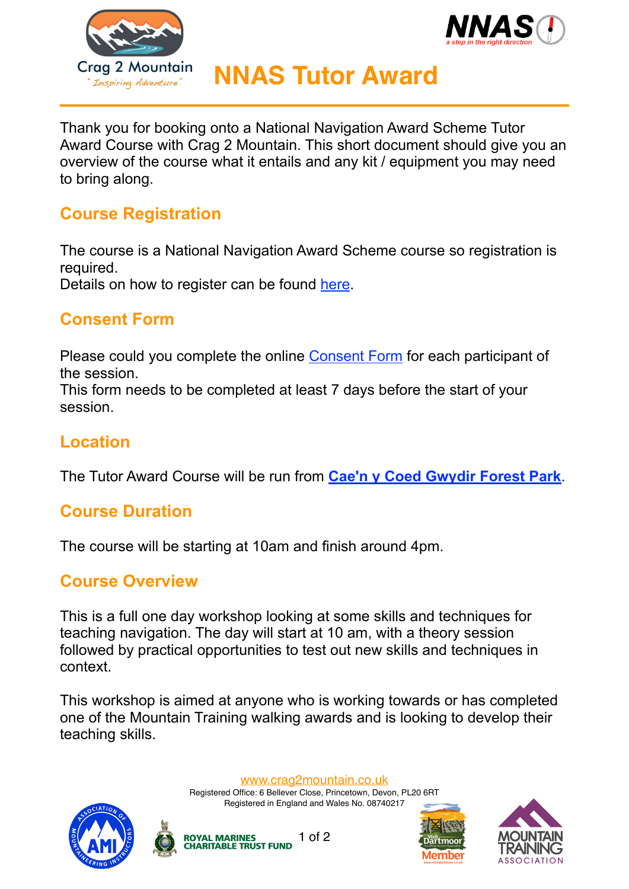# NNAS Tutor Award

Thank you for booking onto a National Navigation Award Scheme Tutor Award Course with Crag 2 Mountain. This short document should give you an overview of the course what it entails and any kit / equipment you may need to bring along.

## Course Registration

The course is a National Navigation Award Scheme course so registration is required.
Details on how to register can be found here.

## Consent Form

Please could you complete the online Consent Form for each participant of the session.
This form needs to be completed at least 7 days before the start of your session.

## Location

The Tutor Award Course will be run from **Cae'n y Coed Gwydir Forest Park**.

## Course Duration

The course will be starting at 10am and finish around 4pm.

## Course Overview

This is a full one day workshop looking at some skills and techniques for teaching navigation. The day will start at 10 am, with a theory session followed by practical opportunities to test out new skills and techniques in context.

This workshop is aimed at anyone who is working towards or has completed one of the Mountain Training walking awards and is looking to develop their teaching skills.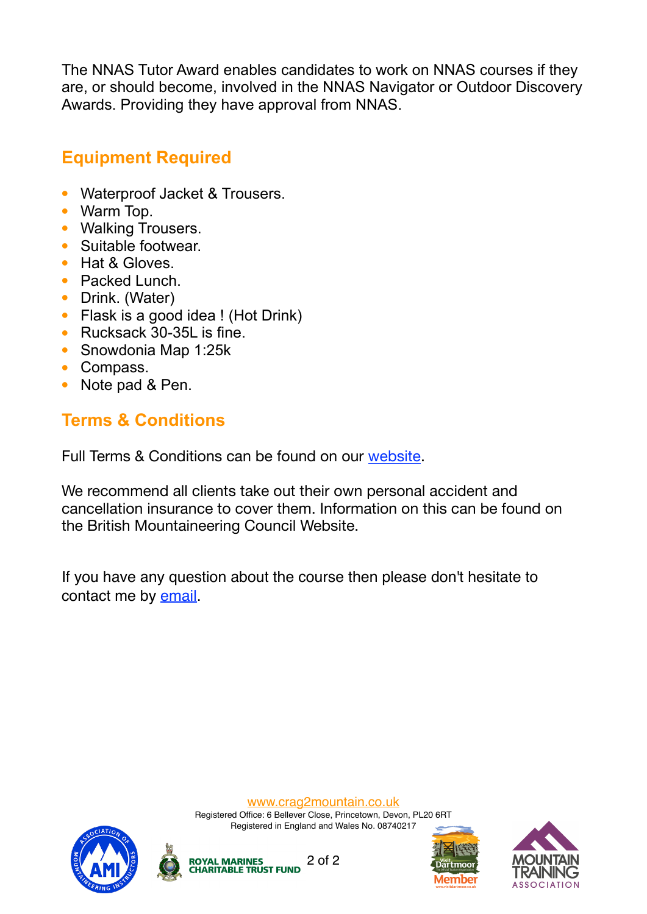The NNAS Tutor Award enables candidates to work on NNAS courses if they are, or should become, involved in the NNAS Navigator or Outdoor Discovery Awards. Providing they have approval from NNAS.

## Equipment Required

- Waterproof Jacket & Trousers.
- Warm Top.
- Walking Trousers.
- Suitable footwear.
- Hat & Gloves.
- Packed Lunch.
- Drink. (Water)
- Flask is a good idea ! (Hot Drink)
- Rucksack 30-35L is fine.
- Snowdonia Map 1:25k
- Compass.
- Note pad & Pen.

## Terms & Conditions

Full Terms & Conditions can be found on our website.

We recommend all clients take out their own personal accident and cancellation insurance to cover them. Information on this can be found on the British Mountaineering Council Website.

If you have any question about the course then please don't hesitate to contact me by email.

www.crag2mountain.co.uk
Registered Office: 6 Bellever Close, Princetown, Devon, PL20 6RT
Registered in England and Wales No. 08740217